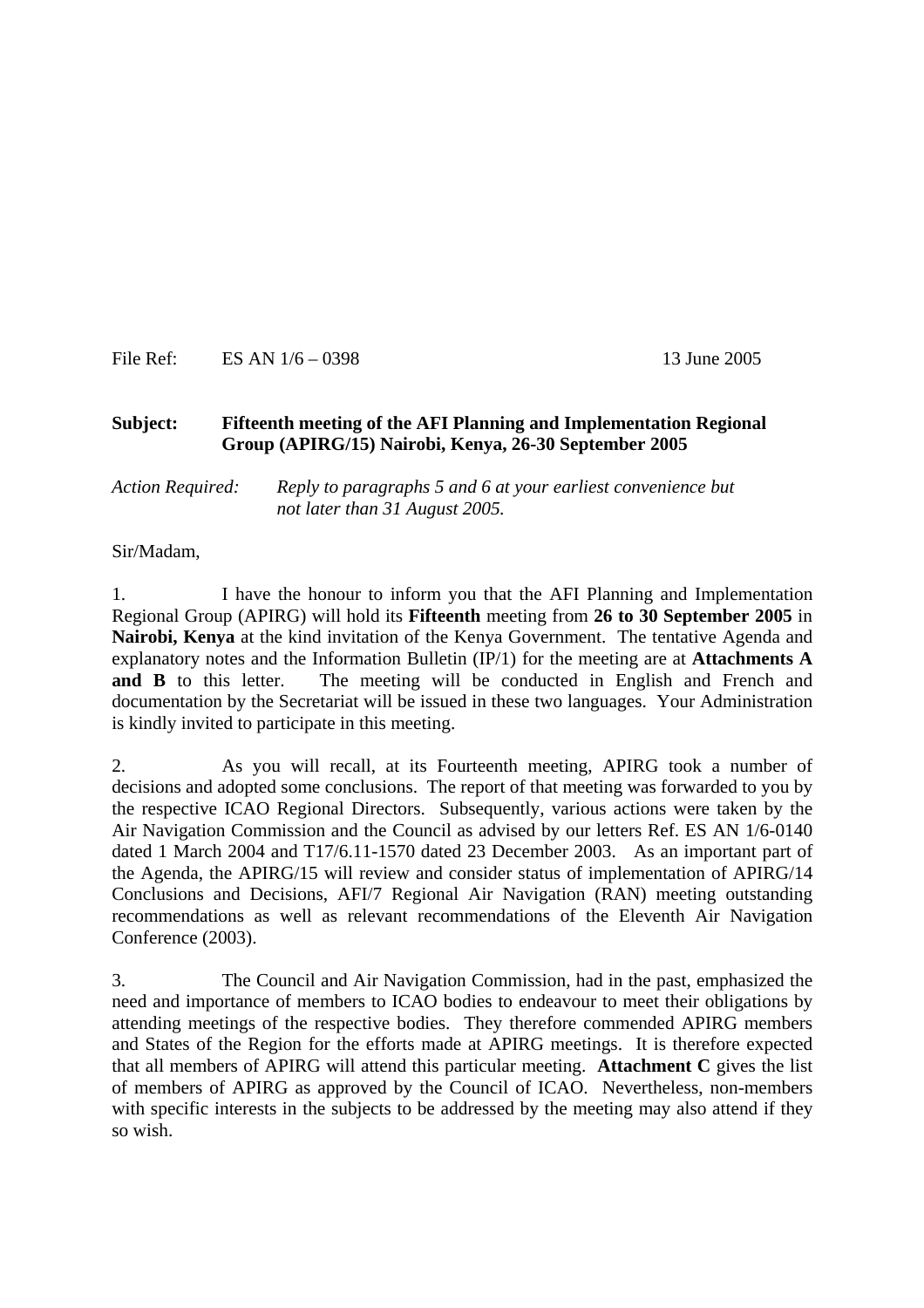File Ref: ES AN 1/6 – 0398 13 June 2005

**Subject: Fifteenth meeting of the AFI Planning and Implementation Regional Group (APIRG/15) Nairobi, Kenya, 26-30 September 2005**

*Action Required: Reply to paragraphs 5 and 6 at your earliest convenience but not later than 31 August 2005.*

Sir/Madam,

1. I have the honour to inform you that the AFI Planning and Implementation Regional Group (APIRG) will hold its **Fifteenth** meeting from **26 to 30 September 2005** in **Nairobi, Kenya** at the kind invitation of the Kenya Government. The tentative Agenda and explanatory notes and the Information Bulletin (IP/1) for the meeting are at **Attachments A and B** to this letter. The meeting will be conducted in English and French and documentation by the Secretariat will be issued in these two languages. Your Administration is kindly invited to participate in this meeting.

2. As you will recall, at its Fourteenth meeting, APIRG took a number of decisions and adopted some conclusions. The report of that meeting was forwarded to you by the respective ICAO Regional Directors. Subsequently, various actions were taken by the Air Navigation Commission and the Council as advised by our letters Ref. ES AN 1/6-0140 dated 1 March 2004 and T17/6.11-1570 dated 23 December 2003. As an important part of the Agenda, the APIRG/15 will review and consider status of implementation of APIRG/14 Conclusions and Decisions, AFI/7 Regional Air Navigation (RAN) meeting outstanding recommendations as well as relevant recommendations of the Eleventh Air Navigation Conference (2003).

3. The Council and Air Navigation Commission, had in the past, emphasized the need and importance of members to ICAO bodies to endeavour to meet their obligations by attending meetings of the respective bodies. They therefore commended APIRG members and States of the Region for the efforts made at APIRG meetings. It is therefore expected that all members of APIRG will attend this particular meeting. **Attachment C** gives the list of members of APIRG as approved by the Council of ICAO. Nevertheless, non-members with specific interests in the subjects to be addressed by the meeting may also attend if they so wish.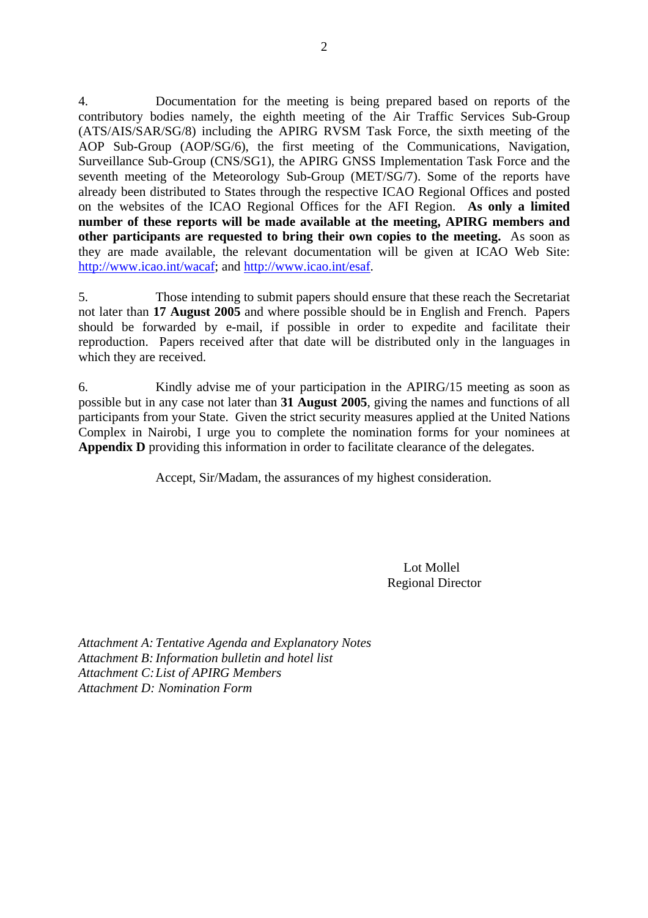4. Documentation for the meeting is being prepared based on reports of the contributory bodies namely, the eighth meeting of the Air Traffic Services Sub-Group (ATS/AIS/SAR/SG/8) including the APIRG RVSM Task Force, the sixth meeting of the AOP Sub-Group (AOP/SG/6), the first meeting of the Communications, Navigation, Surveillance Sub-Group (CNS/SG1), the APIRG GNSS Implementation Task Force and the seventh meeting of the Meteorology Sub-Group (MET/SG/7). Some of the reports have already been distributed to States through the respective ICAO Regional Offices and posted on the websites of the ICAO Regional Offices for the AFI Region. **As only a limited number of these reports will be made available at the meeting, APIRG members and other participants are requested to bring their own copies to the meeting.** As soon as they are made available, the relevant documentation will be given at ICAO Web Site: [http://www.icao.int/wacaf](http://www.icao.int/wacaf); and [http://www.icao.int/esaf](http://www.icao.int/esaf).

5. Those intending to submit papers should ensure that these reach the Secretariat not later than **17 August 2005** and where possible should be in English and French. Papers should be forwarded by e-mail, if possible in order to expedite and facilitate their reproduction. Papers received after that date will be distributed only in the languages in which they are received.

6. Kindly advise me of your participation in the APIRG/15 meeting as soon as possible but in any case not later than **31 August 2005**, giving the names and functions of all participants from your State. Given the strict security measures applied at the United Nations Complex in Nairobi, I urge you to complete the nomination forms for your nominees at **Appendix D** providing this information in order to facilitate clearance of the delegates.

Accept, Sir/Madam, the assurances of my highest consideration.

Lot Mollel
Regional Director

*Attachment A: Tentative Agenda and Explanatory Notes*
*Attachment B: Information bulletin and hotel list*
*Attachment C: List of APIRG Members*
*Attachment D: Nomination Form*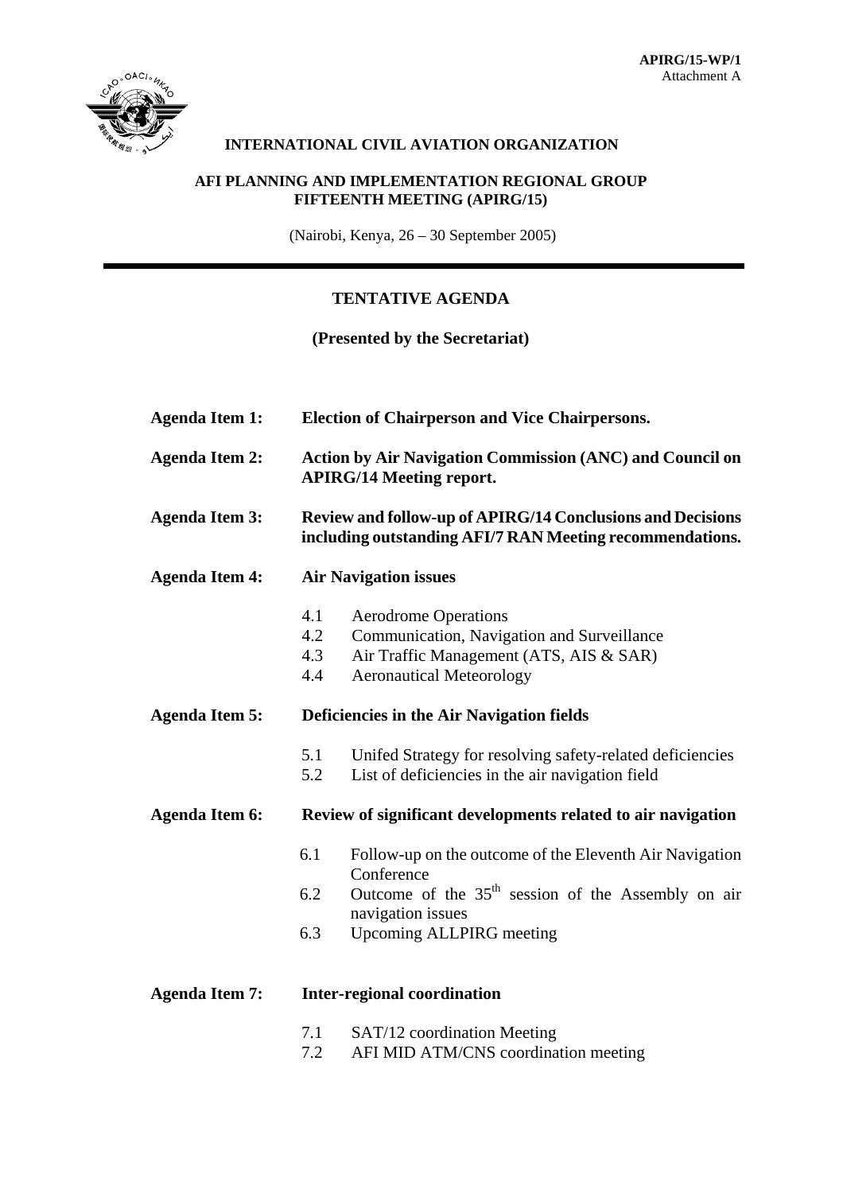**APIRG/15-WP/1**
Attachment A

**INTERNATIONAL CIVIL AVIATION ORGANIZATION**

**AFI PLANNING AND IMPLEMENTATION REGIONAL GROUP**
**FIFTEENTH MEETING (APIRG/15)**

(Nairobi, Kenya, 26 – 30 September 2005)

---

## TENTATIVE AGENDA

**(Presented by the Secretariat)**

**Agenda Item 1:** **Election of Chairperson and Vice Chairpersons.**

**Agenda Item 2:** **Action by Air Navigation Commission (ANC) and Council on APIRG/14 Meeting report.**

**Agenda Item 3:** **Review and follow-up of APIRG/14 Conclusions and Decisions including outstanding AFI/7 RAN Meeting recommendations.**

**Agenda Item 4:** **Air Navigation issues**

- 4.1 Aerodrome Operations
- 4.2 Communication, Navigation and Surveillance
- 4.3 Air Traffic Management (ATS, AIS & SAR)
- 4.4 Aeronautical Meteorology

**Agenda Item 5:** **Deficiencies in the Air Navigation fields**

- 5.1 Unifed Strategy for resolving safety-related deficiencies
- 5.2 List of deficiencies in the air navigation field

**Agenda Item 6:** **Review of significant developments related to air navigation**

- 6.1 Follow-up on the outcome of the Eleventh Air Navigation Conference
- 6.2 Outcome of the 35th session of the Assembly on air navigation issues
- 6.3 Upcoming ALLPIRG meeting

**Agenda Item 7:** **Inter-regional coordination**

- 7.1 SAT/12 coordination Meeting
- 7.2 AFI MID ATM/CNS coordination meeting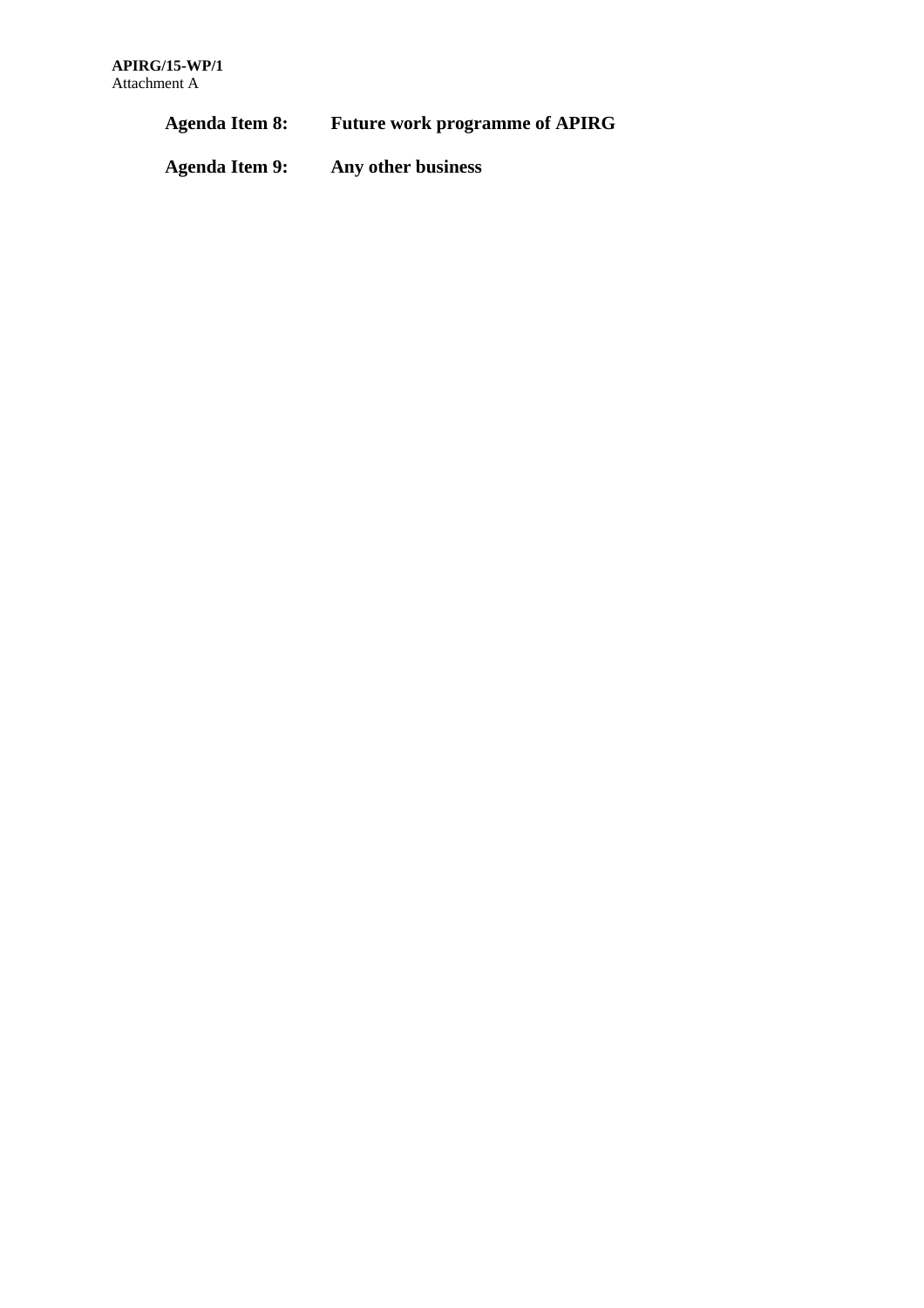**Agenda Item 8:** **Future work programme of APIRG**

**Agenda Item 9:** **Any other business**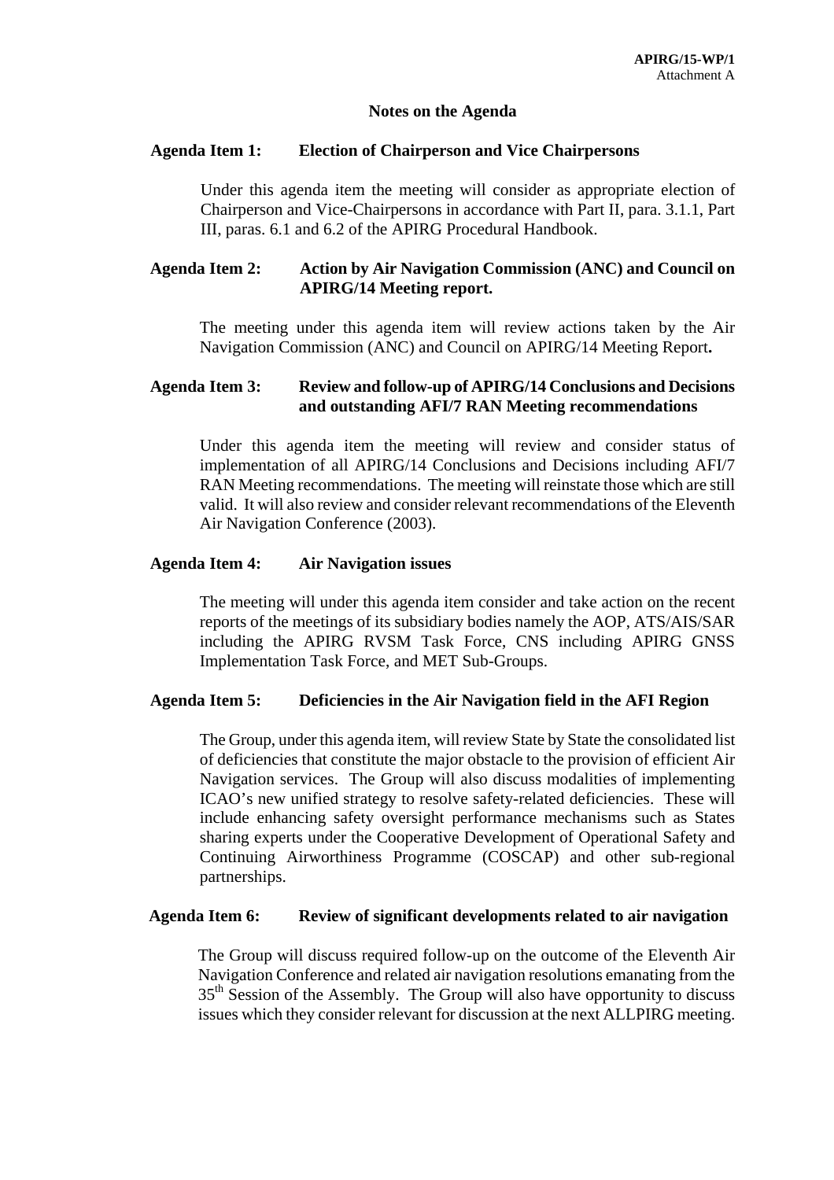APIRG/15-WP/1
Attachment A

## Notes on the Agenda

**Agenda Item 1: Election of Chairperson and Vice Chairpersons**

Under this agenda item the meeting will consider as appropriate election of Chairperson and Vice-Chairpersons in accordance with Part II, para. 3.1.1, Part III, paras. 6.1 and 6.2 of the APIRG Procedural Handbook.

**Agenda Item 2: Action by Air Navigation Commission (ANC) and Council on APIRG/14 Meeting report.**

The meeting under this agenda item will review actions taken by the Air Navigation Commission (ANC) and Council on APIRG/14 Meeting Report**.**

**Agenda Item 3: Review and follow-up of APIRG/14 Conclusions and Decisions and outstanding AFI/7 RAN Meeting recommendations**

Under this agenda item the meeting will review and consider status of implementation of all APIRG/14 Conclusions and Decisions including AFI/7 RAN Meeting recommendations. The meeting will reinstate those which are still valid. It will also review and consider relevant recommendations of the Eleventh Air Navigation Conference (2003).

**Agenda Item 4: Air Navigation issues**

The meeting will under this agenda item consider and take action on the recent reports of the meetings of its subsidiary bodies namely the AOP, ATS/AIS/SAR including the APIRG RVSM Task Force, CNS including APIRG GNSS Implementation Task Force, and MET Sub-Groups.

**Agenda Item 5: Deficiencies in the Air Navigation field in the AFI Region**

The Group, under this agenda item, will review State by State the consolidated list of deficiencies that constitute the major obstacle to the provision of efficient Air Navigation services. The Group will also discuss modalities of implementing ICAO's new unified strategy to resolve safety-related deficiencies. These will include enhancing safety oversight performance mechanisms such as States sharing experts under the Cooperative Development of Operational Safety and Continuing Airworthiness Programme (COSCAP) and other sub-regional partnerships.

**Agenda Item 6: Review of significant developments related to air navigation**

The Group will discuss required follow-up on the outcome of the Eleventh Air Navigation Conference and related air navigation resolutions emanating from the 35th Session of the Assembly. The Group will also have opportunity to discuss issues which they consider relevant for discussion at the next ALLPIRG meeting.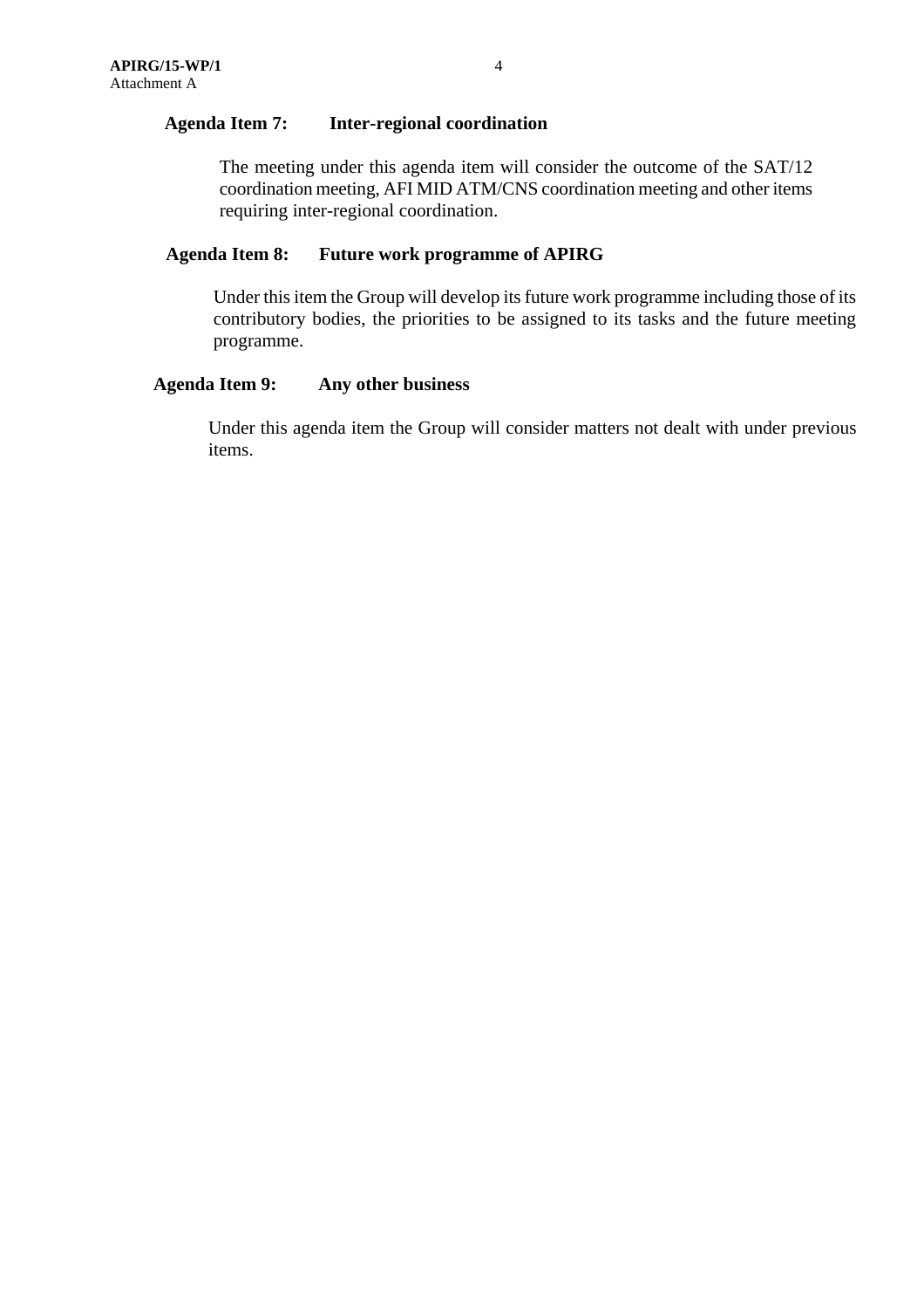**Agenda Item 7: Inter-regional coordination**

The meeting under this agenda item will consider the outcome of the SAT/12 coordination meeting, AFI MID ATM/CNS coordination meeting and other items requiring inter-regional coordination.

**Agenda Item 8: Future work programme of APIRG**

Under this item the Group will develop its future work programme including those of its contributory bodies, the priorities to be assigned to its tasks and the future meeting programme.

**Agenda Item 9: Any other business**

Under this agenda item the Group will consider matters not dealt with under previous items.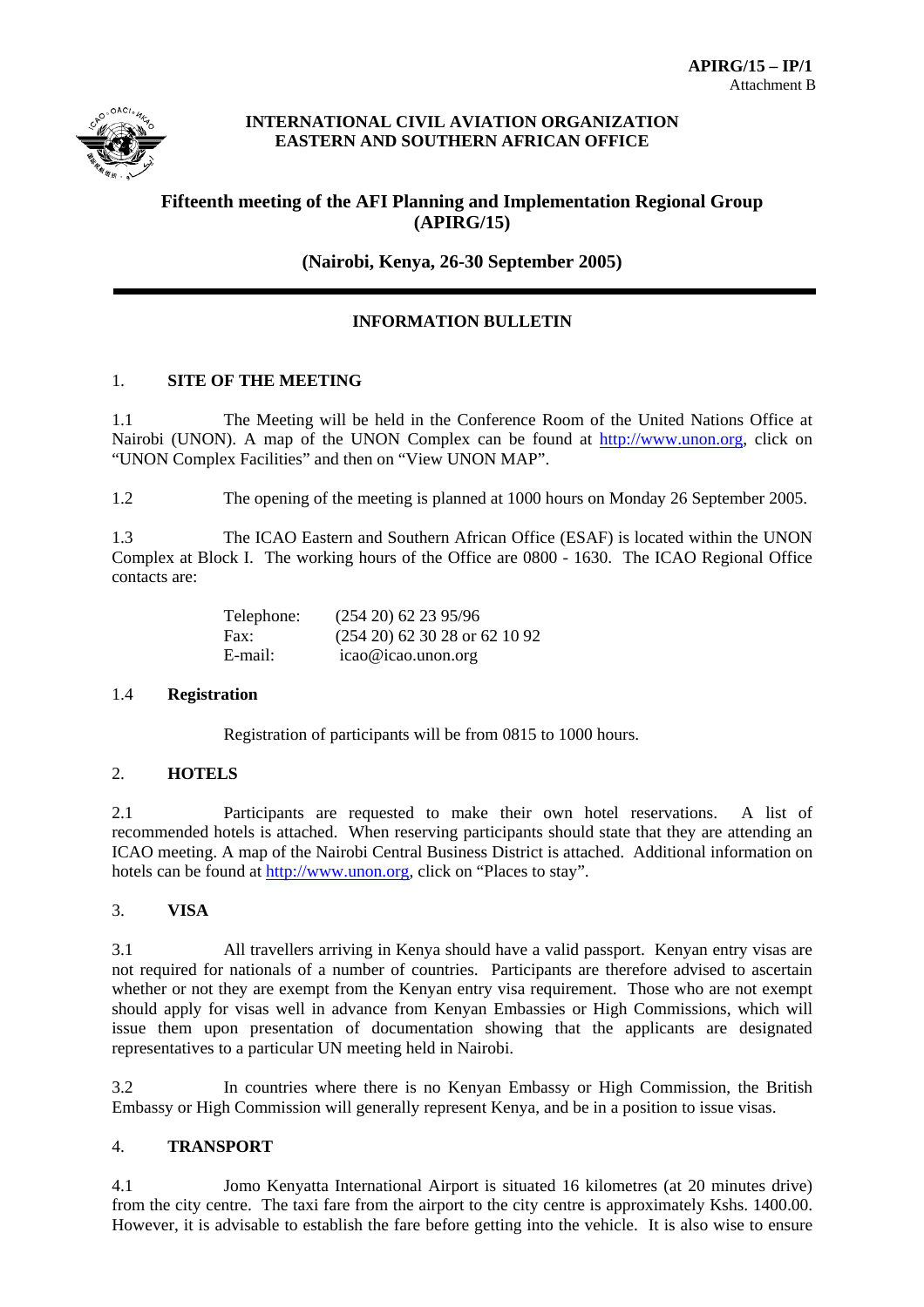APIRG/15 – IP/1
Attachment B

**INTERNATIONAL CIVIL AVIATION ORGANIZATION**
**EASTERN AND SOUTHERN AFRICAN OFFICE**

# Fifteenth meeting of the AFI Planning and Implementation Regional Group (APIRG/15)

**(Nairobi, Kenya, 26-30 September 2005)**

---

## INFORMATION BULLETIN

### 1. SITE OF THE MEETING

1.1 The Meeting will be held in the Conference Room of the United Nations Office at Nairobi (UNON). A map of the UNON Complex can be found at http://www.unon.org, click on "UNON Complex Facilities" and then on "View UNON MAP".

1.2 The opening of the meeting is planned at 1000 hours on Monday 26 September 2005.

1.3 The ICAO Eastern and Southern African Office (ESAF) is located within the UNON Complex at Block I. The working hours of the Office are 0800 - 1630. The ICAO Regional Office contacts are:

| | |
|---|---|
| Telephone: | (254 20) 62 23 95/96 |
| Fax: | (254 20) 62 30 28 or 62 10 92 |
| E-mail: | icao@icao.unon.org |

#### 1.4 Registration

Registration of participants will be from 0815 to 1000 hours.

### 2. HOTELS

2.1 Participants are requested to make their own hotel reservations. A list of recommended hotels is attached. When reserving participants should state that they are attending an ICAO meeting. A map of the Nairobi Central Business District is attached. Additional information on hotels can be found at http://www.unon.org, click on "Places to stay".

### 3. VISA

3.1 All travellers arriving in Kenya should have a valid passport. Kenyan entry visas are not required for nationals of a number of countries. Participants are therefore advised to ascertain whether or not they are exempt from the Kenyan entry visa requirement. Those who are not exempt should apply for visas well in advance from Kenyan Embassies or High Commissions, which will issue them upon presentation of documentation showing that the applicants are designated representatives to a particular UN meeting held in Nairobi.

3.2 In countries where there is no Kenyan Embassy or High Commission, the British Embassy or High Commission will generally represent Kenya, and be in a position to issue visas.

### 4. TRANSPORT

4.1 Jomo Kenyatta International Airport is situated 16 kilometres (at 20 minutes drive) from the city centre. The taxi fare from the airport to the city centre is approximately Kshs. 1400.00. However, it is advisable to establish the fare before getting into the vehicle. It is also wise to ensure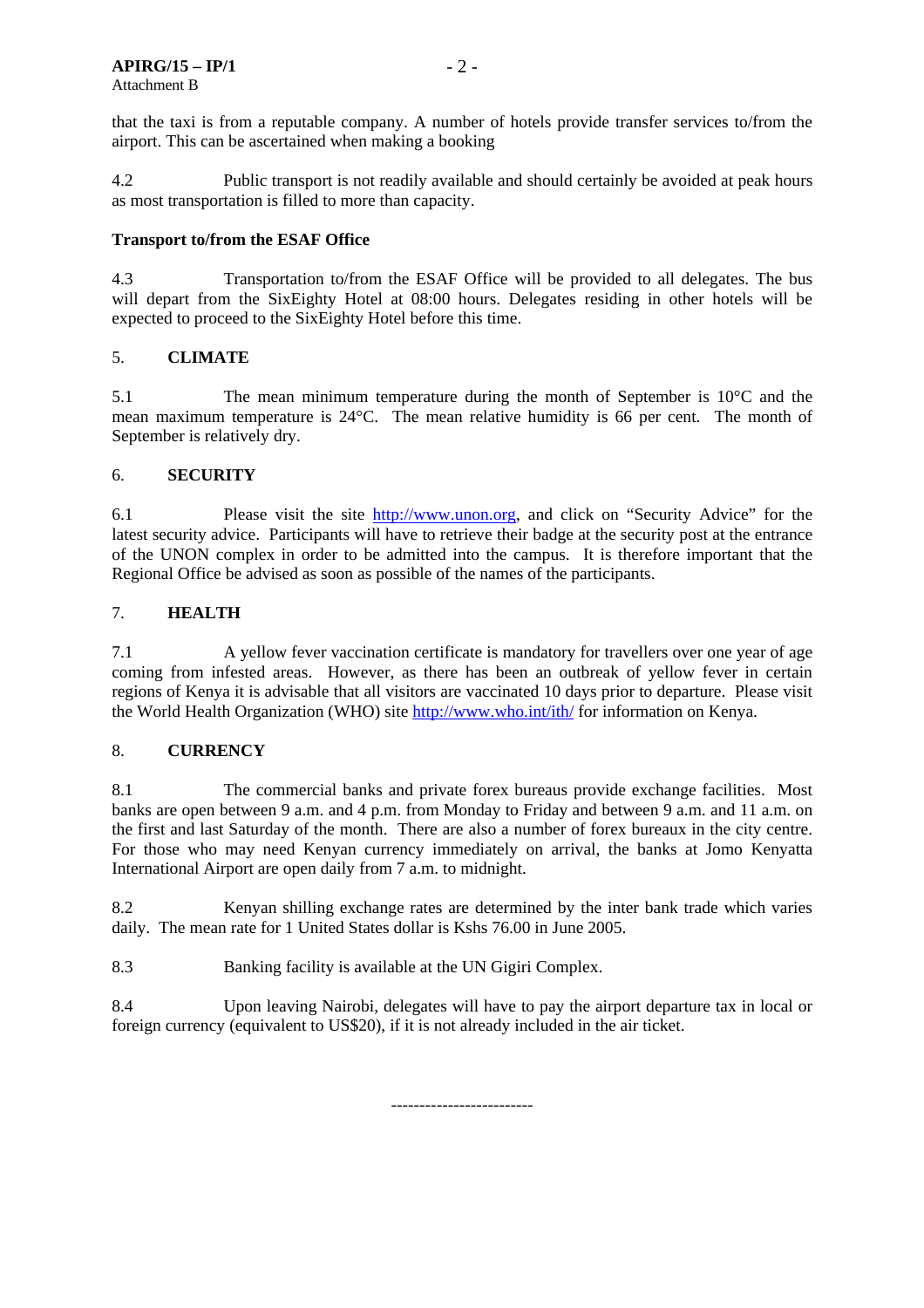that the taxi is from a reputable company. A number of hotels provide transfer services to/from the airport. This can be ascertained when making a booking

4.2 Public transport is not readily available and should certainly be avoided at peak hours as most transportation is filled to more than capacity.

**Transport to/from the ESAF Office**

4.3 Transportation to/from the ESAF Office will be provided to all delegates. The bus will depart from the SixEighty Hotel at 08:00 hours. Delegates residing in other hotels will be expected to proceed to the SixEighty Hotel before this time.

## 5. CLIMATE

5.1 The mean minimum temperature during the month of September is 10°C and the mean maximum temperature is 24°C. The mean relative humidity is 66 per cent. The month of September is relatively dry.

## 6. SECURITY

6.1 Please visit the site http://www.unon.org, and click on "Security Advice" for the latest security advice. Participants will have to retrieve their badge at the security post at the entrance of the UNON complex in order to be admitted into the campus. It is therefore important that the Regional Office be advised as soon as possible of the names of the participants.

## 7. HEALTH

7.1 A yellow fever vaccination certificate is mandatory for travellers over one year of age coming from infested areas. However, as there has been an outbreak of yellow fever in certain regions of Kenya it is advisable that all visitors are vaccinated 10 days prior to departure. Please visit the World Health Organization (WHO) site http://www.who.int/ith/ for information on Kenya.

## 8. CURRENCY

8.1 The commercial banks and private forex bureaus provide exchange facilities. Most banks are open between 9 a.m. and 4 p.m. from Monday to Friday and between 9 a.m. and 11 a.m. on the first and last Saturday of the month. There are also a number of forex bureaux in the city centre. For those who may need Kenyan currency immediately on arrival, the banks at Jomo Kenyatta International Airport are open daily from 7 a.m. to midnight.

8.2 Kenyan shilling exchange rates are determined by the inter bank trade which varies daily. The mean rate for 1 United States dollar is Kshs 76.00 in June 2005.

8.3 Banking facility is available at the UN Gigiri Complex.

8.4 Upon leaving Nairobi, delegates will have to pay the airport departure tax in local or foreign currency (equivalent to US$20), if it is not already included in the air ticket.

-------------------------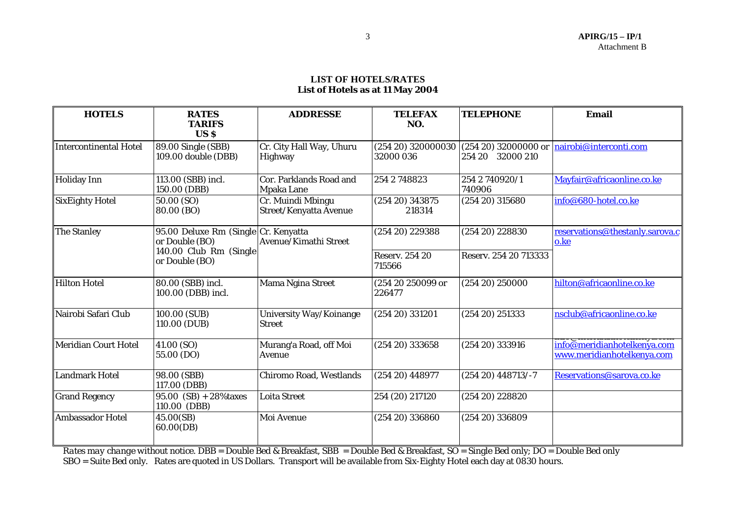**LIST OF HOTELS/RATES**
**List of Hotels as at 11 May 2004**

| HOTELS | RATES TARIFS US $ | ADDRESSE | TELEFAX NO. | TELEPHONE | Email |
|---|---|---|---|---|---|
| Intercontinental Hotel | 89.00 Single (SBB) 109.00 double (DBB) | Cr. City Hall Way, Uhuru Highway | (254 20) 320000030 32000 036 | (254 20) 32000000 or 254 20 32000 210 | nairobi@interconti.com |
| Holiday Inn | 113.00 (SBB) incl. 150.00 (DBB) | Cor. Parklands Road and Mpaka Lane | 254 2 748823 | 254 2 740920/1 740906 | Mayfair@africaonline.co.ke |
| SixEighty Hotel | 50.00 (SO) 80.00 (BO) | Cr. Muindi Mbingu Street/Kenyatta Avenue | (254 20) 343875 218314 | (254 20) 315680 | info@680-hotel.co.ke |
| The Stanley | 95.00 Deluxe Rm (Single or Double (BO) 140.00 Club Rm (Single or Double (BO) | Cr. Kenyatta Avenue/Kimathi Street | (254 20) 229388 Reserv. 254 20 715566 | (254 20) 228830 Reserv. 254 20 713333 | reservations@thestanly.sarova.co.ke |
| Hilton Hotel | 80.00 (SBB) incl. 100.00 (DBB) incl. | Mama Ngina Street | (254 20 250099 or 226477 | (254 20) 250000 | hilton@africaonline.co.ke |
| Nairobi Safari Club | 100.00 (SUB) 110.00 (DUB) | University Way/Koinange Street | (254 20) 331201 | (254 20) 251333 | nsclub@africaonline.co.ke |
| Meridian Court Hotel | 41.00 (SO) 55.00 (DO) | Murang'a Road, off Moi Avenue | (254 20) 333658 | (254 20) 333916 | info@meridianhotelkenya.com www.meridianhotelkenya.com |
| Landmark Hotel | 98.00 (SBB) 117.00 (DBB) | Chiromo Road, Westlands | (254 20) 448977 | (254 20) 448713/-7 | Reservations@sarova.co.ke |
| Grand Regency | 95.00 (SB) + 28%taxes 110.00 (DBB) | Loita Street | 254 (20) 217120 | (254 20) 228820 | |
| Ambassador Hotel | 45.00(SB) 60.00(DB) | Moi Avenue | (254 20) 336860 | (254 20) 336809 | |

*Rates may change without notice.* DBB = Double Bed & Breakfast, SBB = Double Bed & Breakfast, SO = Single Bed only; DO = Double Bed only
SBO = Suite Bed only. Rates are quoted in US Dollars. Transport will be available from Six-Eighty Hotel each day at 0830 hours.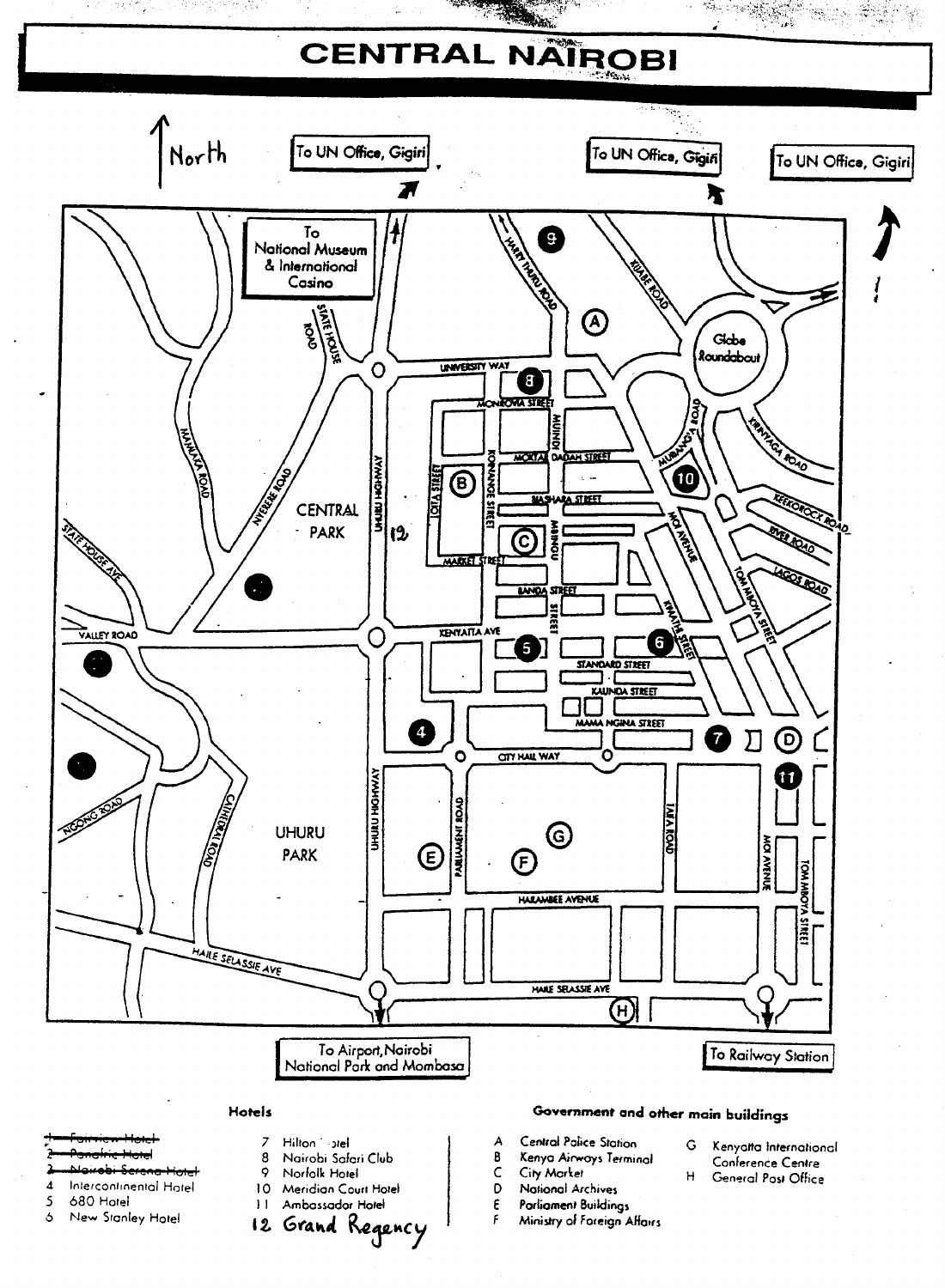# CENTRAL NAIROBI

North

To UN Office, Gigiri

To UN Office, Gigiri

To UN Office, Gigiri

To National Museum & International Casino

To Airport, Nairobi National Park and Mombasa

To Railway Station

**Hotels**

- ~~1 Fairview Hotel~~
- ~~2 Panafric Hotel~~
- ~~3 Nairobi Serena Hotel~~
- 4 Intercontinental Hotel
- 5 680 Hotel
- 6 New Stanley Hotel
- 7 Hilton Hotel
- 8 Nairobi Safari Club
- 9 Norfolk Hotel
- 10 Meridian Court Hotel
- 11 Ambassador Hotel
- 12 Grand Regency

**Government and other main buildings**

- A Central Police Station
- B Kenya Airways Terminal
- C City Market
- D National Archives
- E Parliament Buildings
- F Ministry of Foreign Affairs
- G Kenyatta International Conference Centre
- H General Post Office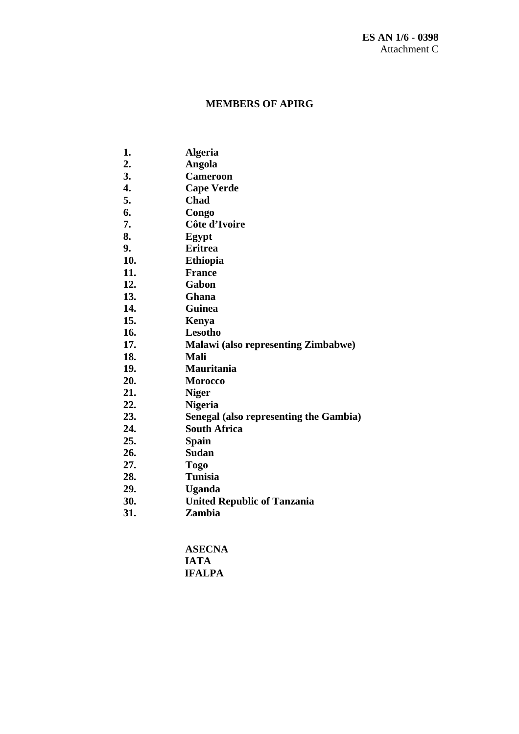**ES AN 1/6 - 0398**
Attachment C

## MEMBERS OF APIRG

1. **Algeria**
2. **Angola**
3. **Cameroon**
4. **Cape Verde**
5. **Chad**
6. **Congo**
7. **Côte d'Ivoire**
8. **Egypt**
9. **Eritrea**
10. **Ethiopia**
11. **France**
12. **Gabon**
13. **Ghana**
14. **Guinea**
15. **Kenya**
16. **Lesotho**
17. **Malawi (also representing Zimbabwe)**
18. **Mali**
19. **Mauritania**
20. **Morocco**
21. **Niger**
22. **Nigeria**
23. **Senegal (also representing the Gambia)**
24. **South Africa**
25. **Spain**
26. **Sudan**
27. **Togo**
28. **Tunisia**
29. **Uganda**
30. **United Republic of Tanzania**
31. **Zambia**

**ASECNA**
**IATA**
**IFALPA**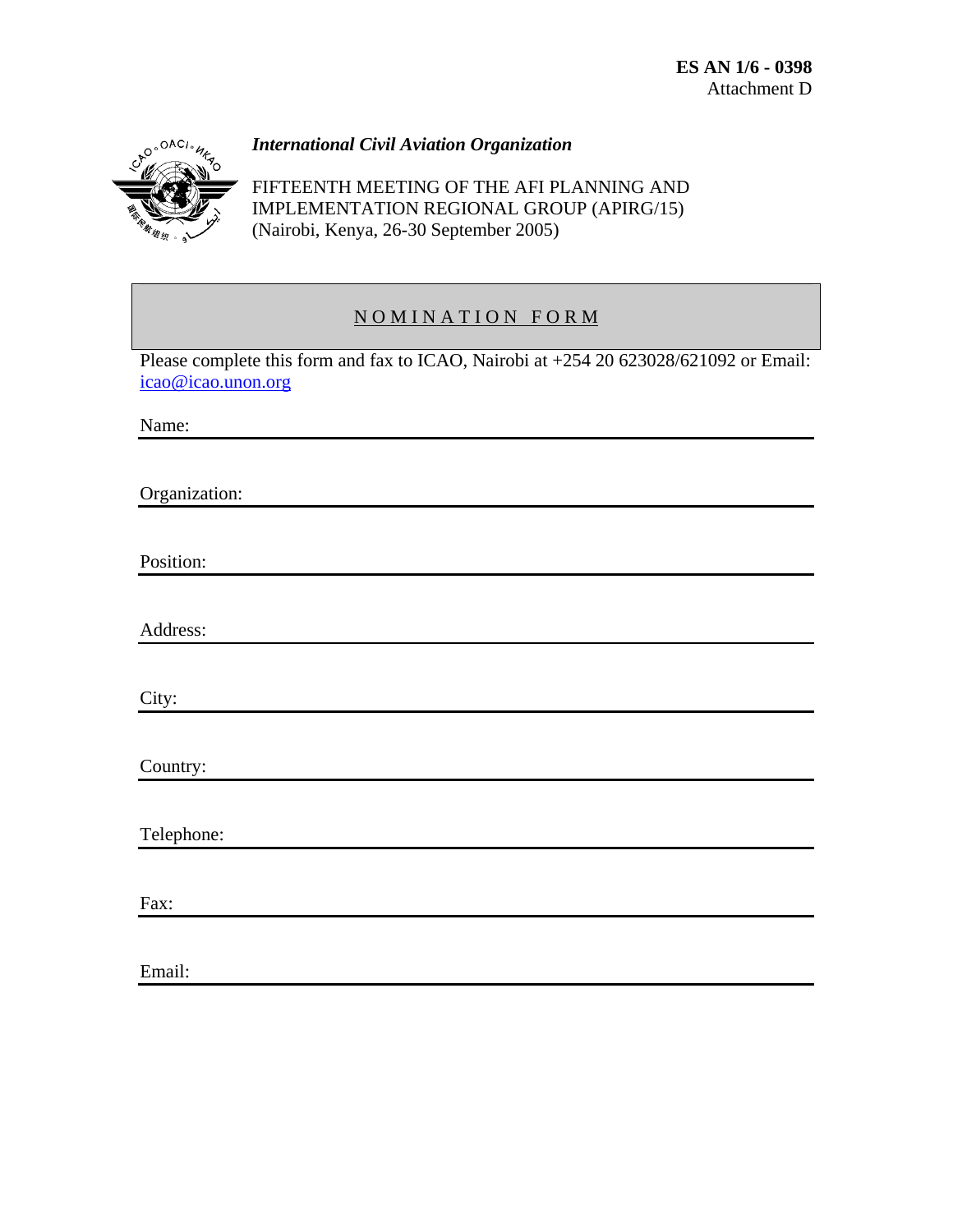**ES AN 1/6 - 0398**
Attachment D

***International Civil Aviation Organization***

FIFTEENTH MEETING OF THE AFI PLANNING AND IMPLEMENTATION REGIONAL GROUP (APIRG/15)
(Nairobi, Kenya, 26-30 September 2005)

## N O M I N A T I O N   F O R M

Please complete this form and fax to ICAO, Nairobi at +254 20 623028/621092 or Email: icao@icao.unon.org

Name: ______________________________

Organization: ______________________________

Position: ______________________________

Address: ______________________________

City: ______________________________

Country: ______________________________

Telephone: ______________________________

Fax: ______________________________

Email: ______________________________